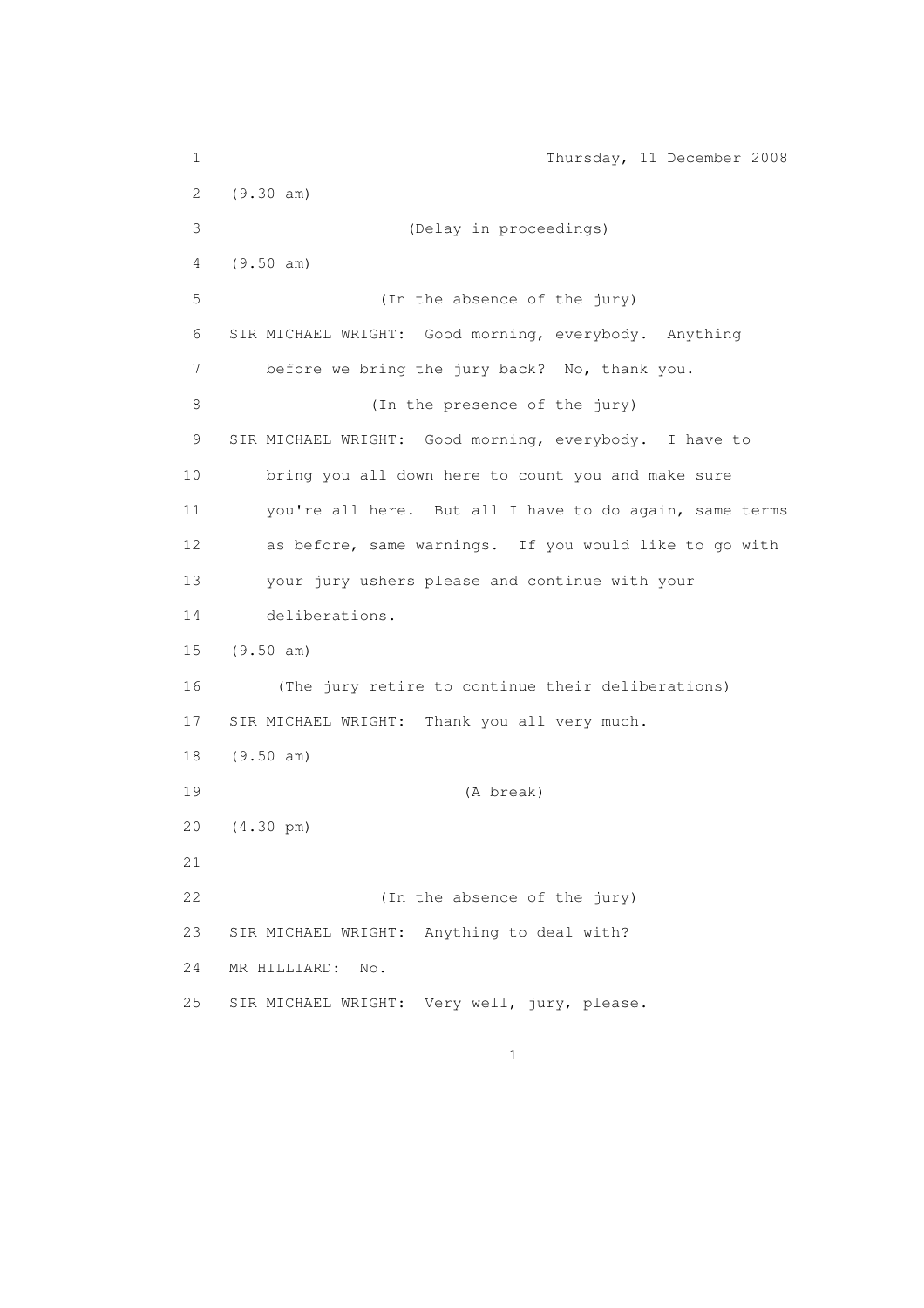Thursday, 11 December 2008

(9.30 am)

(Delay in proceedings)

(9.50 am)

(In the absence of the jury)

SIR MICHAEL WRIGHT: Good morning, everybody. Anything before we bring the jury back? No, thank you.

(In the presence of the jury)

SIR MICHAEL WRIGHT: Good morning, everybody. I have to bring you all down here to count you and make sure you're all here. But all I have to do again, same terms as before, same warnings. If you would like to go with your jury ushers please and continue with your deliberations.

(9.50 am)

(The jury retire to continue their deliberations)

SIR MICHAEL WRIGHT: Thank you all very much.

(9.50 am)

(A break)

(4.30 pm)

(In the absence of the jury)

SIR MICHAEL WRIGHT: Anything to deal with?

MR HILLIARD: No.

SIR MICHAEL WRIGHT: Very well, jury, please.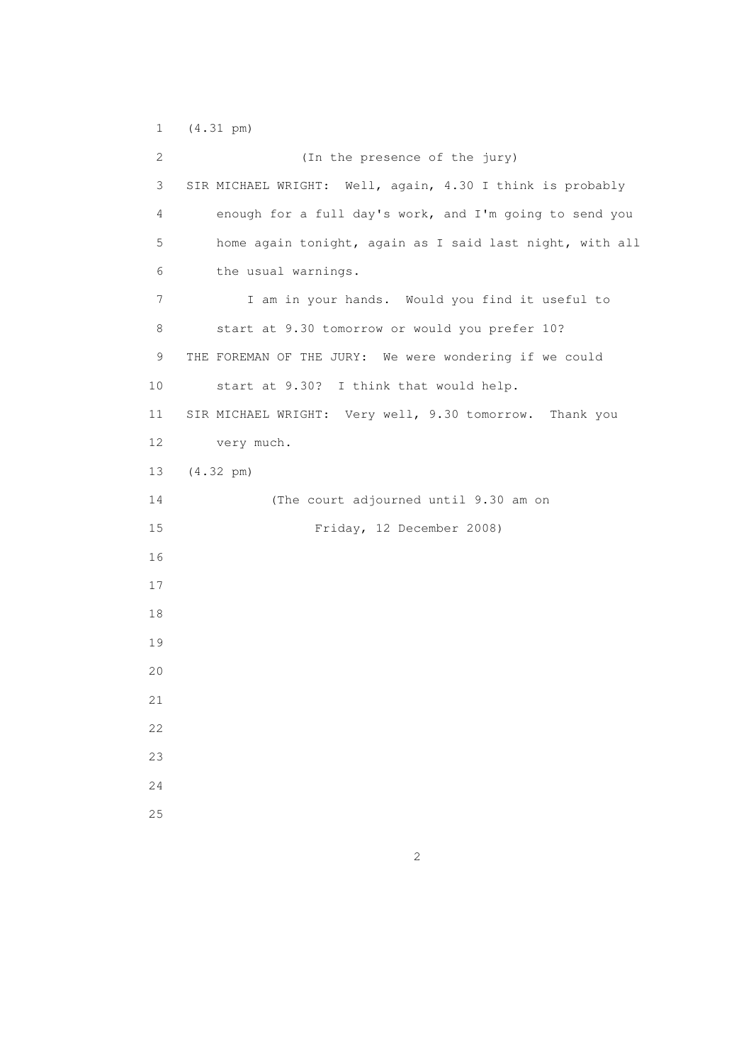(4.31 pm)

(In the presence of the jury)

SIR MICHAEL WRIGHT: Well, again, 4.30 I think is probably enough for a full day's work, and I'm going to send you home again tonight, again as I said last night, with all the usual warnings.

I am in your hands. Would you find it useful to start at 9.30 tomorrow or would you prefer 10?

THE FOREMAN OF THE JURY: We were wondering if we could start at 9.30? I think that would help.

SIR MICHAEL WRIGHT: Very well, 9.30 tomorrow. Thank you very much.

(4.32 pm)

(The court adjourned until 9.30 am on Friday, 12 December 2008)